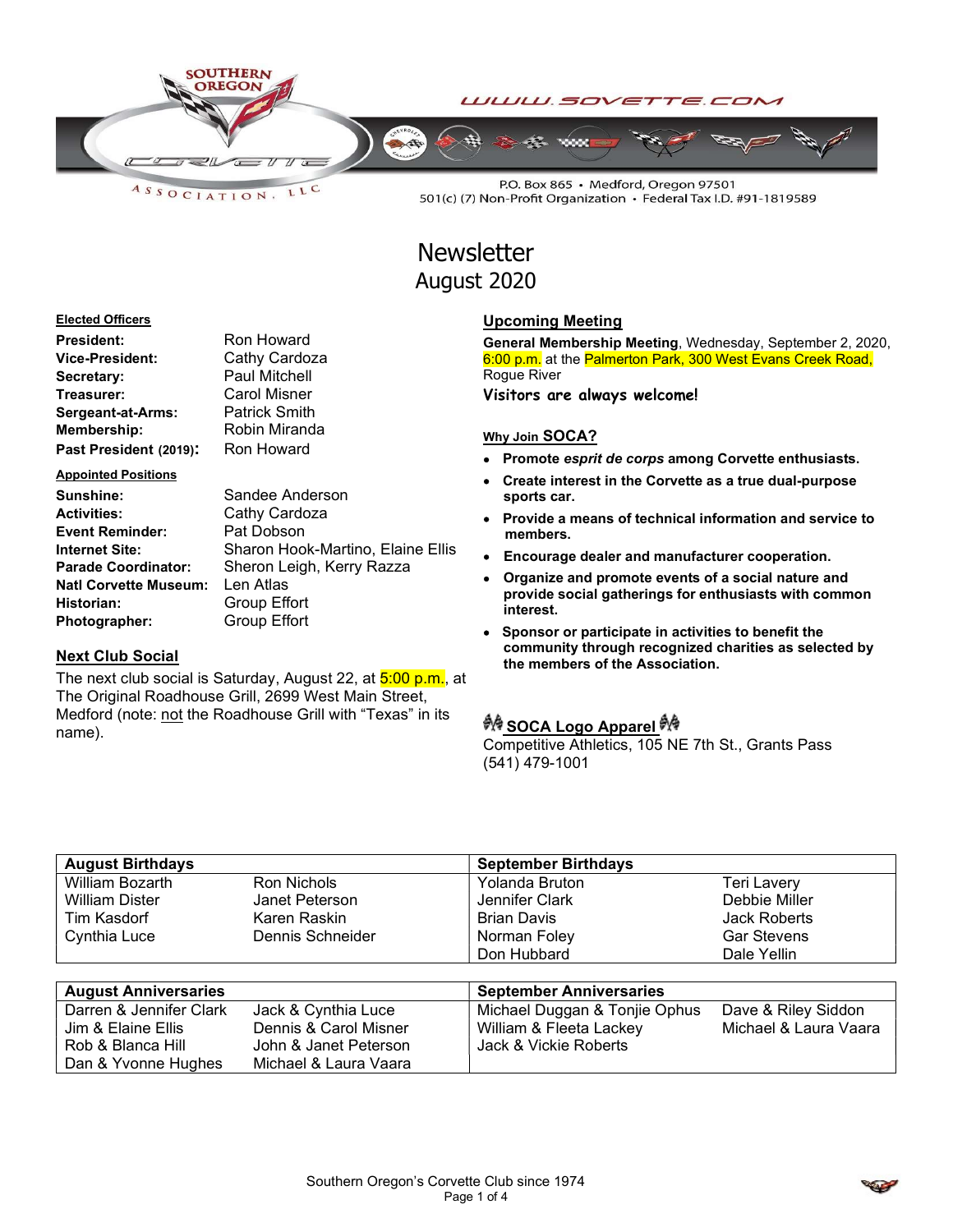SOUTHERN OREGON CORVETTE ASSOCIATION, LLC

WWW.SOVETTE.COM

P.O. Box 865 • Medford, Oregon 97501
501(c) (7) Non-Profit Organization • Federal Tax I.D. #91-1819589

# Newsletter
## August 2020

**Elected Officers**

| | |
|---|---|
| **President:** | Ron Howard |
| **Vice-President:** | Cathy Cardoza |
| **Secretary:** | Paul Mitchell |
| **Treasurer:** | Carol Misner |
| **Sergeant-at-Arms:** | Patrick Smith |
| **Membership:** | Robin Miranda |
| **Past President (2019):** | Ron Howard |

**Appointed Positions**

| | |
|---|---|
| **Sunshine:** | Sandee Anderson |
| **Activities:** | Cathy Cardoza |
| **Event Reminder:** | Pat Dobson |
| **Internet Site:** | Sharon Hook-Martino, Elaine Ellis |
| **Parade Coordinator:** | Sheron Leigh, Kerry Razza |
| **Natl Corvette Museum:** | Len Atlas |
| **Historian:** | Group Effort |
| **Photographer:** | Group Effort |

### Next Club Social

The next club social is Saturday, August 22, at 5:00 p.m., at The Original Roadhouse Grill, 2699 West Main Street, Medford (note: not the Roadhouse Grill with "Texas" in its name).

### Upcoming Meeting

**General Membership Meeting**, Wednesday, September 2, 2020, 6:00 p.m. at the Palmerton Park, 300 West Evans Creek Road, Rogue River

**Visitors are always welcome!**

### Why Join SOCA?

- **Promote *esprit de corps* among Corvette enthusiasts.**
- **Create interest in the Corvette as a true dual-purpose sports car.**
- **Provide a means of technical information and service to members.**
- **Encourage dealer and manufacturer cooperation.**
- **Organize and promote events of a social nature and provide social gatherings for enthusiasts with common interest.**
- **Sponsor or participate in activities to benefit the community through recognized charities as selected by the members of the Association.**

### SOCA Logo Apparel

Competitive Athletics, 105 NE 7th St., Grants Pass
(541) 479-1001

| August Birthdays | | September Birthdays | |
|---|---|---|---|
| William Bozarth | Ron Nichols | Yolanda Bruton | Teri Lavery |
| William Dister | Janet Peterson | Jennifer Clark | Debbie Miller |
| Tim Kasdorf | Karen Raskin | Brian Davis | Jack Roberts |
| Cynthia Luce | Dennis Schneider | Norman Foley | Gar Stevens |
| | | Don Hubbard | Dale Yellin |

| August Anniversaries | | September Anniversaries | |
|---|---|---|---|
| Darren & Jennifer Clark | Jack & Cynthia Luce | Michael Duggan & Tonjie Ophus | Dave & Riley Siddon |
| Jim & Elaine Ellis | Dennis & Carol Misner | William & Fleeta Lackey | Michael & Laura Vaara |
| Rob & Blanca Hill | John & Janet Peterson | Jack & Vickie Roberts | |
| Dan & Yvonne Hughes | Michael & Laura Vaara | | |

Southern Oregon's Corvette Club since 1974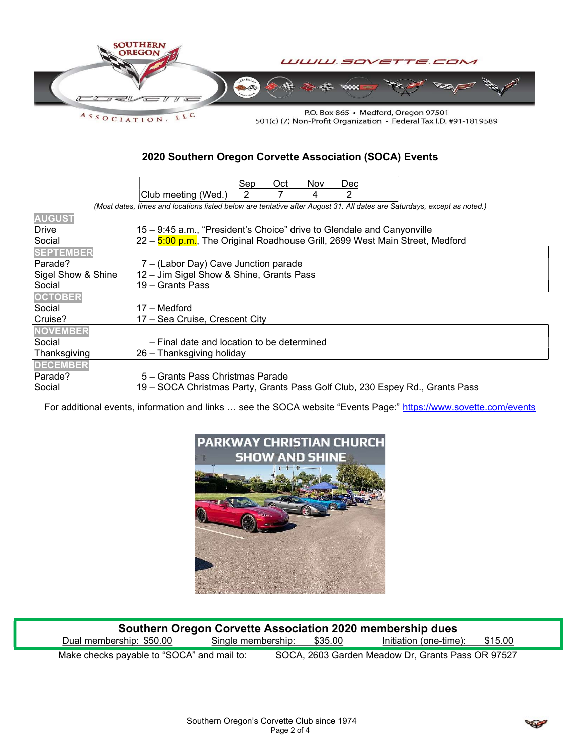SOUTHERN OREGON CORVETTE ASSOCIATION, LLC

WWW.SOVETTE.COM

P.O. Box 865 • Medford, Oregon 97501
501(c) (7) Non-Profit Organization • Federal Tax I.D. #91-1819589

## 2020 Southern Oregon Corvette Association (SOCA) Events

| | Sep | Oct | Nov | Dec |
|---|---|---|---|---|
| Club meeting (Wed.) | 2 | 7 | 4 | 2 |

*(Most dates, times and locations listed below are tentative after August 31. All dates are Saturdays, except as noted.)*

**AUGUST**

| | |
|---|---|
| Drive | 15 – 9:45 a.m., "President's Choice" drive to Glendale and Canyonville |
| Social | 22 – 5:00 p.m., The Original Roadhouse Grill, 2699 West Main Street, Medford |

**SEPTEMBER**

| | |
|---|---|
| Parade? | 7 – (Labor Day) Cave Junction parade |
| Sigel Show & Shine | 12 – Jim Sigel Show & Shine, Grants Pass |
| Social | 19 – Grants Pass |

**OCTOBER**

| | |
|---|---|
| Social | 17 – Medford |
| Cruise? | 17 – Sea Cruise, Crescent City |

**NOVEMBER**

| | |
|---|---|
| Social | – Final date and location to be determined |
| Thanksgiving | 26 – Thanksgiving holiday |

**DECEMBER**

| | |
|---|---|
| Parade? | 5 – Grants Pass Christmas Parade |
| Social | 19 – SOCA Christmas Party, Grants Pass Golf Club, 230 Espey Rd., Grants Pass |

For additional events, information and links … see the SOCA website "Events Page:" https://www.sovette.com/events

PARKWAY CHRISTIAN CHURCH SHOW AND SHINE

**Southern Oregon Corvette Association 2020 membership dues**

Dual membership: $50.00 | Single membership: $35.00 | Initiation (one-time): $15.00

Make checks payable to "SOCA" and mail to: SOCA, 2603 Garden Meadow Dr, Grants Pass OR 97527

Southern Oregon's Corvette Club since 1974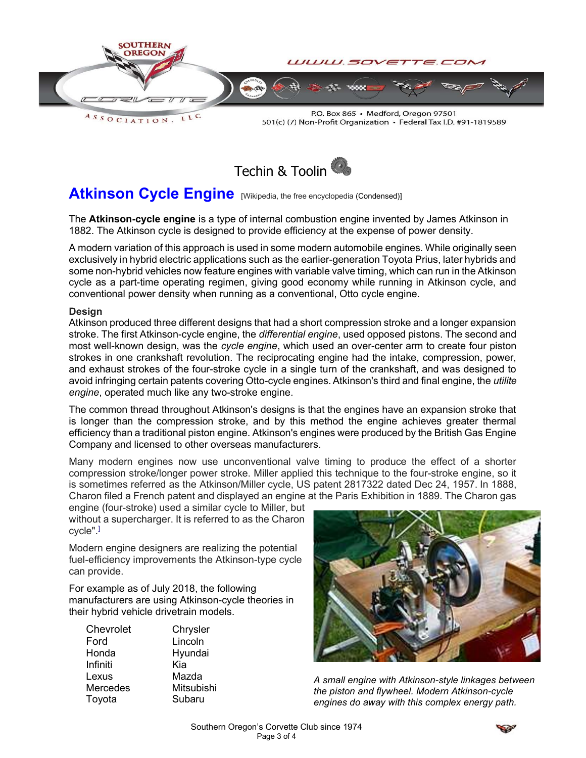Techin & Toolin

# Atkinson Cycle Engine

[Wikipedia, the free encyclopedia (Condensed)]

The **Atkinson-cycle engine** is a type of internal combustion engine invented by James Atkinson in 1882. The Atkinson cycle is designed to provide efficiency at the expense of power density.

A modern variation of this approach is used in some modern automobile engines. While originally seen exclusively in hybrid electric applications such as the earlier-generation Toyota Prius, later hybrids and some non-hybrid vehicles now feature engines with variable valve timing, which can run in the Atkinson cycle as a part-time operating regimen, giving good economy while running in Atkinson cycle, and conventional power density when running as a conventional, Otto cycle engine.

### Design

Atkinson produced three different designs that had a short compression stroke and a longer expansion stroke. The first Atkinson-cycle engine, the *differential engine*, used opposed pistons. The second and most well-known design, was the *cycle engine*, which used an over-center arm to create four piston strokes in one crankshaft revolution. The reciprocating engine had the intake, compression, power, and exhaust strokes of the four-stroke cycle in a single turn of the crankshaft, and was designed to avoid infringing certain patents covering Otto-cycle engines. Atkinson's third and final engine, the *utilite engine*, operated much like any two-stroke engine.

The common thread throughout Atkinson's designs is that the engines have an expansion stroke that is longer than the compression stroke, and by this method the engine achieves greater thermal efficiency than a traditional piston engine. Atkinson's engines were produced by the British Gas Engine Company and licensed to other overseas manufacturers.

Many modern engines now use unconventional valve timing to produce the effect of a shorter compression stroke/longer power stroke. Miller applied this technique to the four-stroke engine, so it is sometimes referred as the Atkinson/Miller cycle, US patent 2817322 dated Dec 24, 1957. In 1888, Charon filed a French patent and displayed an engine at the Paris Exhibition in 1889. The Charon gas engine (four-stroke) used a similar cycle to Miller, but without a supercharger. It is referred to as the Charon cycle".[1]

Modern engine designers are realizing the potential fuel-efficiency improvements the Atkinson-type cycle can provide.

For example as of July 2018, the following manufacturers are using Atkinson-cycle theories in their hybrid vehicle drivetrain models.

- Chevrolet
- Ford
- Honda
- Infiniti
- Lexus
- Mercedes
- Toyota
- Chrysler
- Lincoln
- Hyundai
- Kia
- Mazda
- Mitsubishi
- Subaru

*A small engine with Atkinson-style linkages between the piston and flywheel. Modern Atkinson-cycle engines do away with this complex energy path.*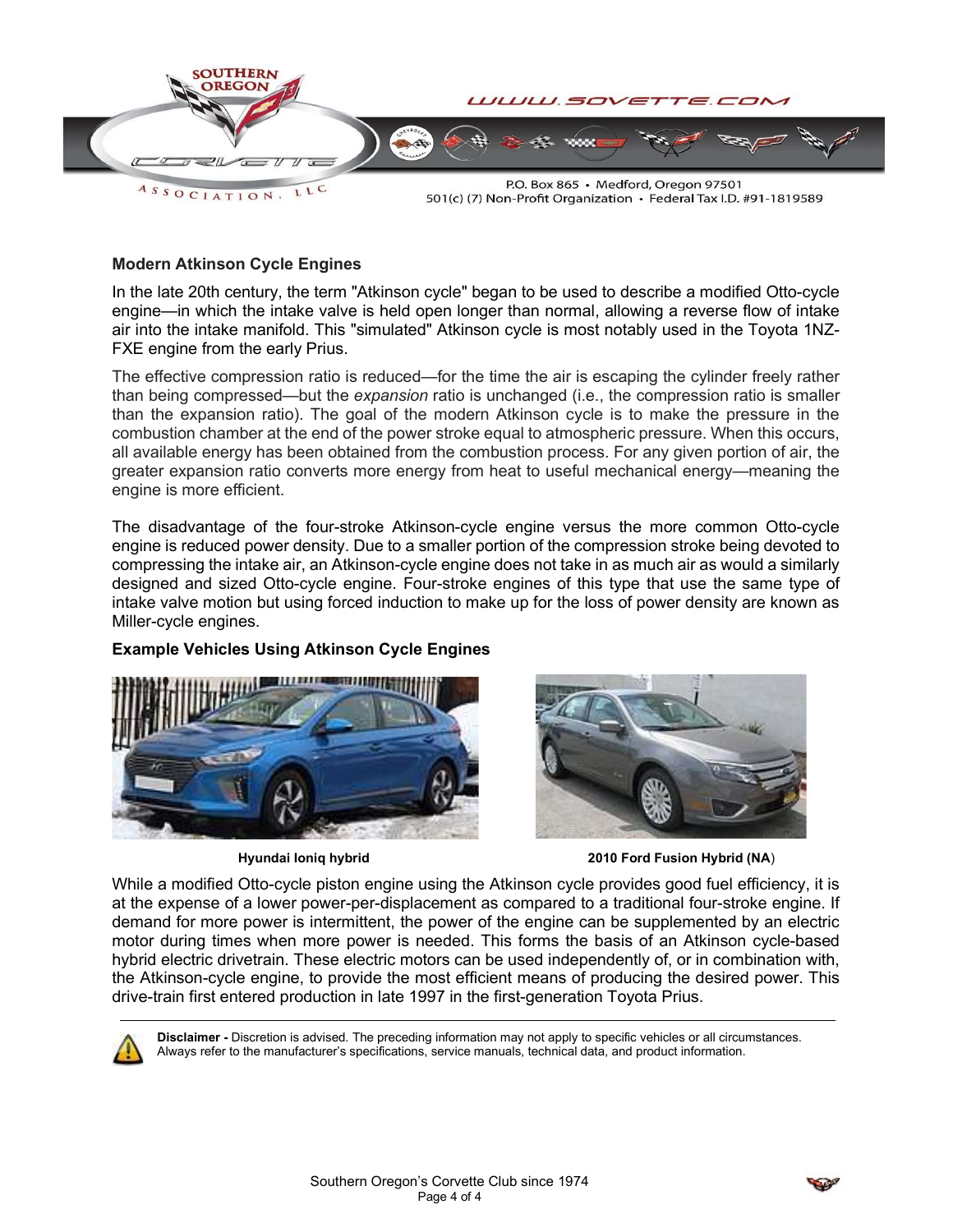## Modern Atkinson Cycle Engines

In the late 20th century, the term "Atkinson cycle" began to be used to describe a modified Otto-cycle engine—in which the intake valve is held open longer than normal, allowing a reverse flow of intake air into the intake manifold. This "simulated" Atkinson cycle is most notably used in the Toyota 1NZ-FXE engine from the early Prius.

The effective compression ratio is reduced—for the time the air is escaping the cylinder freely rather than being compressed—but the *expansion* ratio is unchanged (i.e., the compression ratio is smaller than the expansion ratio). The goal of the modern Atkinson cycle is to make the pressure in the combustion chamber at the end of the power stroke equal to atmospheric pressure. When this occurs, all available energy has been obtained from the combustion process. For any given portion of air, the greater expansion ratio converts more energy from heat to useful mechanical energy—meaning the engine is more efficient.

The disadvantage of the four-stroke Atkinson-cycle engine versus the more common Otto-cycle engine is reduced power density. Due to a smaller portion of the compression stroke being devoted to compressing the intake air, an Atkinson-cycle engine does not take in as much air as would a similarly designed and sized Otto-cycle engine. Four-stroke engines of this type that use the same type of intake valve motion but using forced induction to make up for the loss of power density are known as Miller-cycle engines.

## Example Vehicles Using Atkinson Cycle Engines

**Hyundai Ioniq hybrid**

**2010 Ford Fusion Hybrid (NA**)

While a modified Otto-cycle piston engine using the Atkinson cycle provides good fuel efficiency, it is at the expense of a lower power-per-displacement as compared to a traditional four-stroke engine. If demand for more power is intermittent, the power of the engine can be supplemented by an electric motor during times when more power is needed. This forms the basis of an Atkinson cycle-based hybrid electric drivetrain. These electric motors can be used independently of, or in combination with, the Atkinson-cycle engine, to provide the most efficient means of producing the desired power. This drive-train first entered production in late 1997 in the first-generation Toyota Prius.

---

**Disclaimer -** Discretion is advised. The preceding information may not apply to specific vehicles or all circumstances. Always refer to the manufacturer's specifications, service manuals, technical data, and product information.